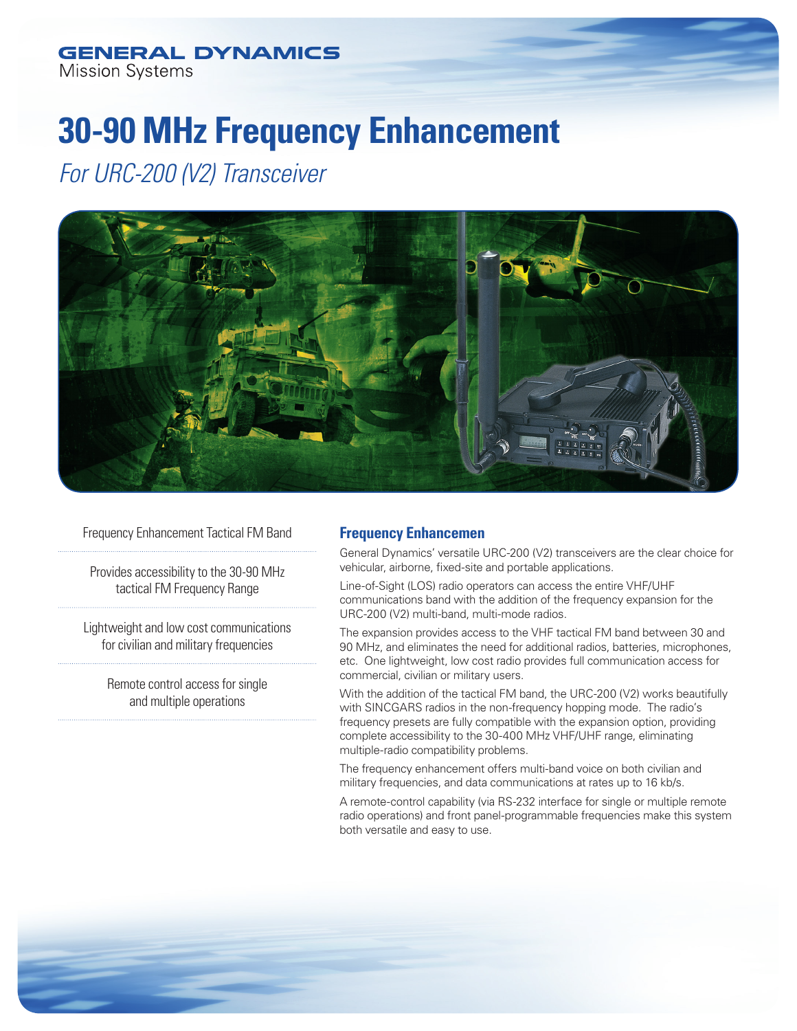GENERAL DYNAMICS
Mission Systems

# 30-90 MHz Frequency Enhancement

*For URC-200 (V2) Transceiver*

Frequency Enhancement Tactical FM Band

Provides accessibility to the 30-90 MHz tactical FM Frequency Range

Lightweight and low cost communications for civilian and military frequencies

Remote control access for single and multiple operations

## Frequency Enhancemen

General Dynamics' versatile URC-200 (V2) transceivers are the clear choice for vehicular, airborne, fixed-site and portable applications.

Line-of-Sight (LOS) radio operators can access the entire VHF/UHF communications band with the addition of the frequency expansion for the URC-200 (V2) multi-band, multi-mode radios.

The expansion provides access to the VHF tactical FM band between 30 and 90 MHz, and eliminates the need for additional radios, batteries, microphones, etc. One lightweight, low cost radio provides full communication access for commercial, civilian or military users.

With the addition of the tactical FM band, the URC-200 (V2) works beautifully with SINCGARS radios in the non-frequency hopping mode. The radio's frequency presets are fully compatible with the expansion option, providing complete accessibility to the 30-400 MHz VHF/UHF range, eliminating multiple-radio compatibility problems.

The frequency enhancement offers multi-band voice on both civilian and military frequencies, and data communications at rates up to 16 kb/s.

A remote-control capability (via RS-232 interface for single or multiple remote radio operations) and front panel-programmable frequencies make this system both versatile and easy to use.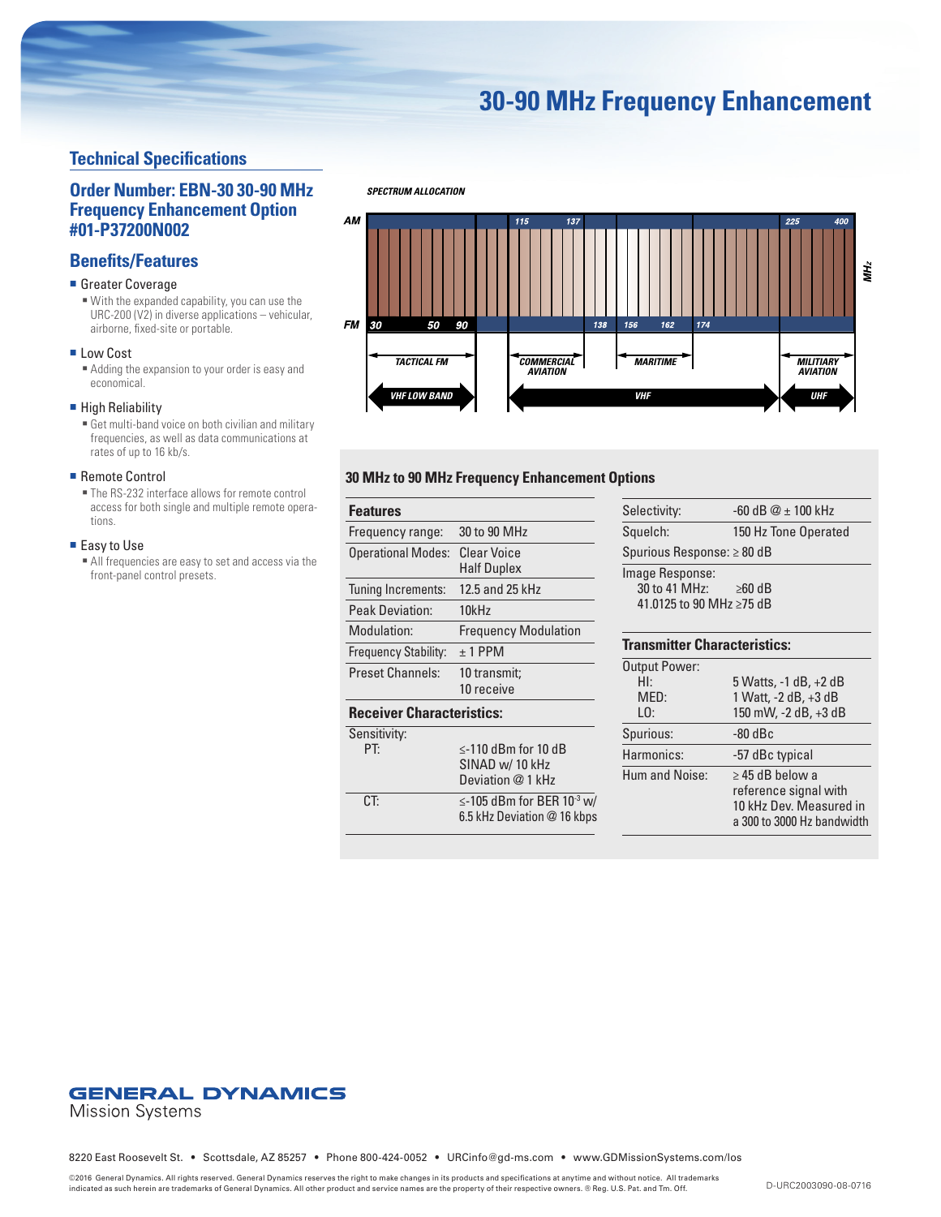# 30-90 MHz Frequency Enhancement

## Technical Specifications

### Order Number: EBN-30 30-90 MHz Frequency Enhancement Option #01-P37200N002

### Benefits/Features

- Greater Coverage
  - With the expanded capability, you can use the URC-200 (V2) in diverse applications – vehicular, airborne, fixed-site or portable.
- Low Cost
  - Adding the expansion to your order is easy and economical.
- High Reliability
  - Get multi-band voice on both civilian and military frequencies, as well as data communications at rates of up to 16 kb/s.
- Remote Control
  - The RS-232 interface allows for remote control access for both single and multiple remote operations.
- Easy to Use
  - All frequencies are easy to set and access via the front-panel control presets.

*SPECTRUM ALLOCATION*

AM
FM
30 50 90 115 137 138 156 162 174 225 400
MHz
TACTICAL FM
COMMERCIAL AVIATION
MARITIME
MILIITARY AVIATION
VHF LOW BAND
VHF
UHF

### 30 MHz to 90 MHz Frequency Enhancement Options

| **Features** | |
|---|---|
| Frequency range: | 30 to 90 MHz |
| Operational Modes: | Clear Voice<br>Half Duplex |
| Tuning Increments: | 12.5 and 25 kHz |
| Peak Deviation: | 10kHz |
| Modulation: | Frequency Modulation |
| Frequency Stability: | ± 1 PPM |
| Preset Channels: | 10 transmit;<br>10 receive |

| **Receiver Characteristics:** | |
|---|---|
| Sensitivity: | |
| PT: | ≤-110 dBm for 10 dB SINAD w/ 10 kHz Deviation @ 1 kHz |
| CT: | ≤-105 dBm for BER $10^{-3}$ w/ 6.5 kHz Deviation @ 16 kbps |
| Selectivity: | -60 dB @ ± 100 kHz |
| Squelch: | 150 Hz Tone Operated |
| Spurious Response: | ≥ 80 dB |
| Image Response: | |
| 30 to 41 MHz: | ≥60 dB |
| 41.0125 to 90 MHz | ≥75 dB |

| **Transmitter Characteristics:** | |
|---|---|
| Output Power: | |
| HI: | 5 Watts, -1 dB, +2 dB |
| MED: | 1 Watt, -2 dB, +3 dB |
| LO: | 150 mW, -2 dB, +3 dB |
| Spurious: | -80 dBc |
| Harmonics: | -57 dBc typical |
| Hum and Noise: | ≥ 45 dB below a reference signal with 10 kHz Dev. Measured in a 300 to 3000 Hz bandwidth |

**GENERAL DYNAMICS**
Mission Systems

8220 East Roosevelt St. • Scottsdale, AZ 85257 • Phone 800-424-0052 • URCinfo@gd-ms.com • www.GDMissionSystems.com/los

©2016 General Dynamics. All rights reserved. General Dynamics reserves the right to make changes in its products and specifications at anytime and without notice. All trademarks indicated as such herein are trademarks of General Dynamics. All other product and service names are the property of their respective owners. ® Reg. U.S. Pat. and Tm. Off.

D-URC2003090-08-0716